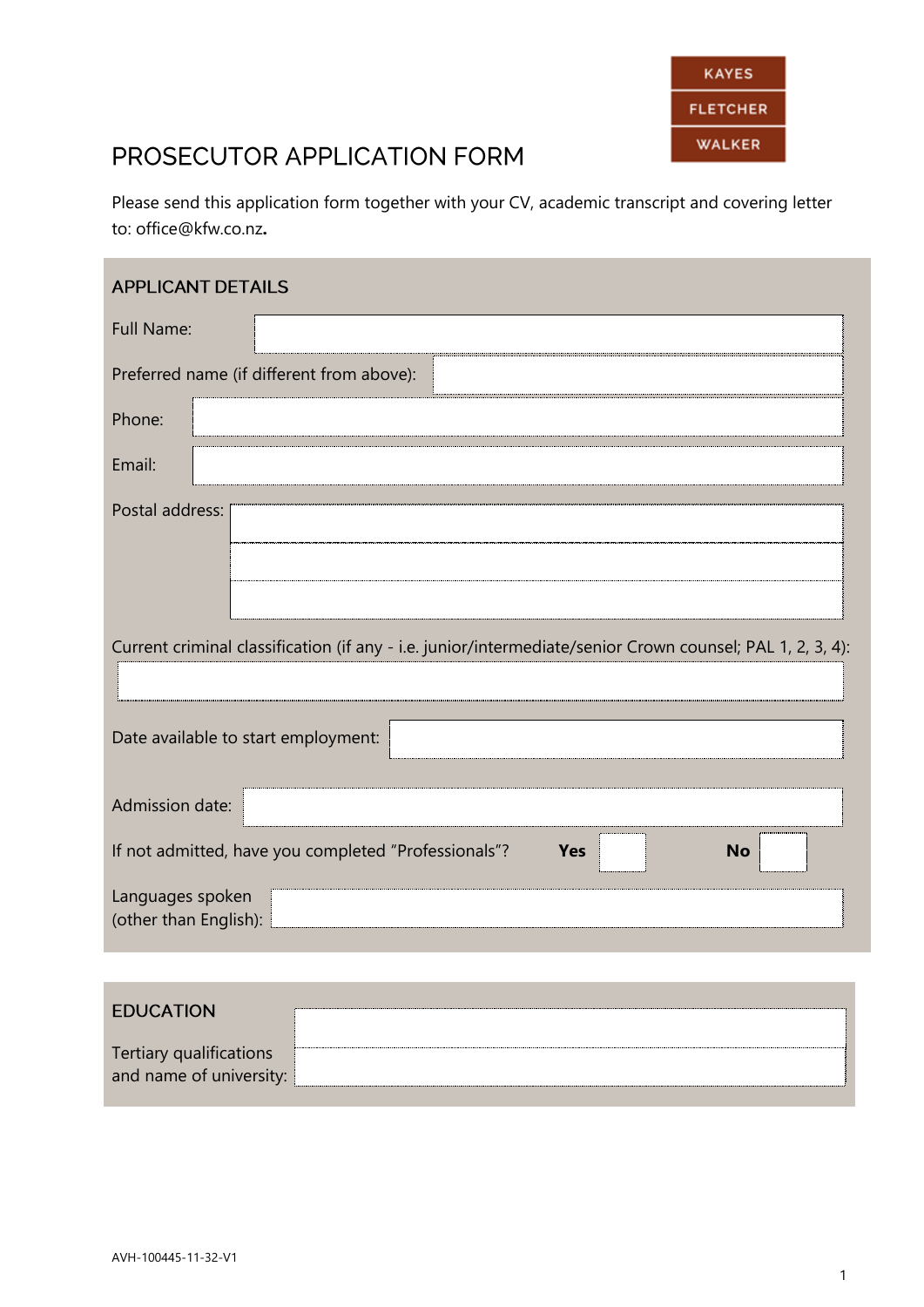KAYES

FLETCHER

WALKER

# PROSECUTOR APPLICATION FORM

Please send this application form together with your CV, academic transcript and covering letter to: office@kfw.co.nz**.**

## APPLICANT DETAILS

Full Name:

Preferred name (if different from above):

Phone:

Email:

Postal address:

Current criminal classification (if any - i.e. junior/intermediate/senior Crown counsel; PAL 1, 2, 3, 4):

Date available to start employment:

Admission date:

If not admitted, have you completed "Professionals"? **Yes** ☐ **No** ☐

Languages spoken (other than English):

## EDUCATION

Tertiary qualifications and name of university:

AVH-100445-11-32-V1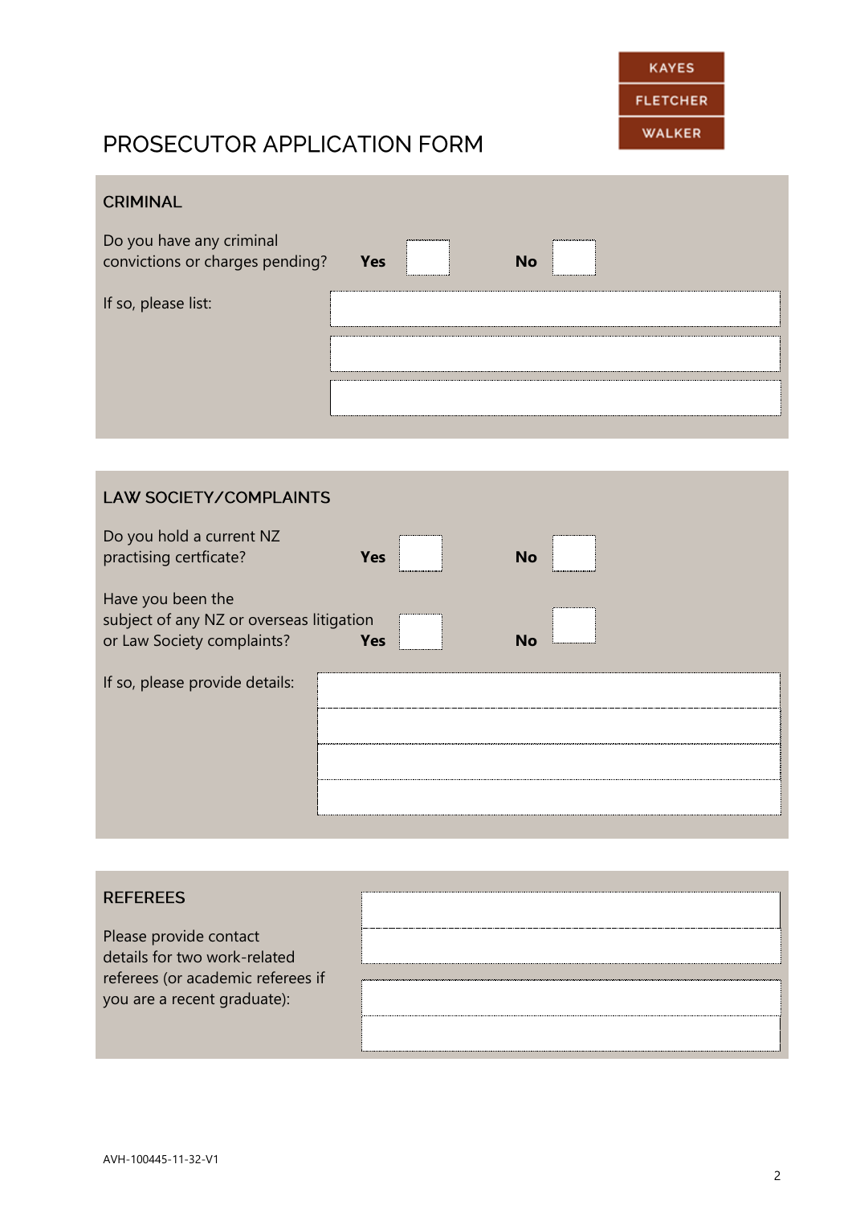KAYES
FLETCHER
WALKER

# PROSECUTOR APPLICATION FORM

## CRIMINAL

Do you have any criminal convictions or charges pending? **Yes** ☐ **No** ☐

If so, please list:

|  |
|---|
|  |
|  |
|  |

## LAW SOCIETY/COMPLAINTS

Do you hold a current NZ practising certficate? **Yes** ☐ **No** ☐

Have you been the subject of any NZ or overseas litigation or Law Society complaints? **Yes** ☐ **No** ☐

If so, please provide details:

|  |
|---|
|  |
|  |
|  |
|  |

## REFEREES

Please provide contact details for two work-related referees (or academic referees if you are a recent graduate):

|  |
|---|
|  |
|  |
|  |
|  |

AVH-100445-11-32-V1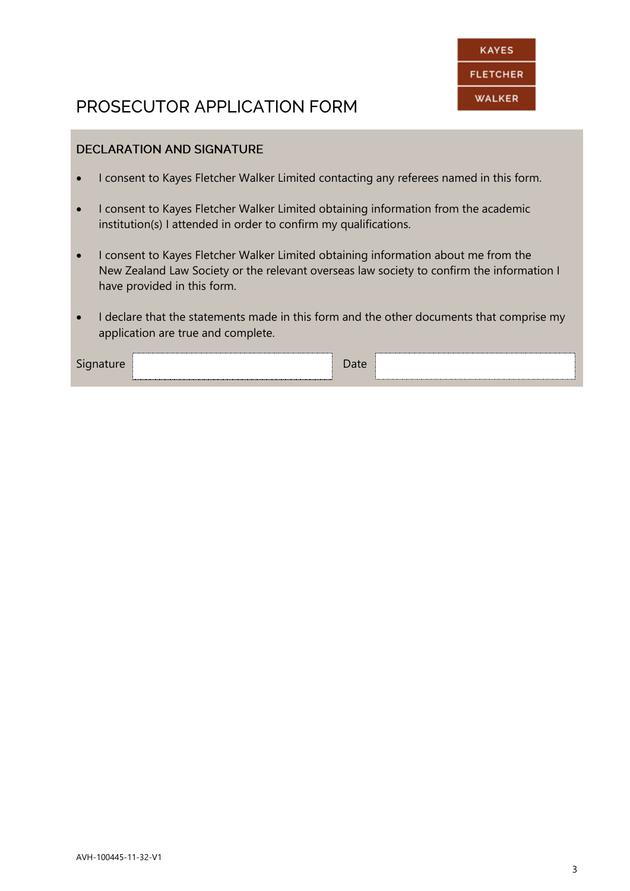KAYES FLETCHER WALKER

# PROSECUTOR APPLICATION FORM

## DECLARATION AND SIGNATURE

- I consent to Kayes Fletcher Walker Limited contacting any referees named in this form.
- I consent to Kayes Fletcher Walker Limited obtaining information from the academic institution(s) I attended in order to confirm my qualifications.
- I consent to Kayes Fletcher Walker Limited obtaining information about me from the New Zealand Law Society or the relevant overseas law society to confirm the information I have provided in this form.
- I declare that the statements made in this form and the other documents that comprise my application are true and complete.

| Signature | | Date | |
|---|---|---|---|

AVH-100445-11-32-V1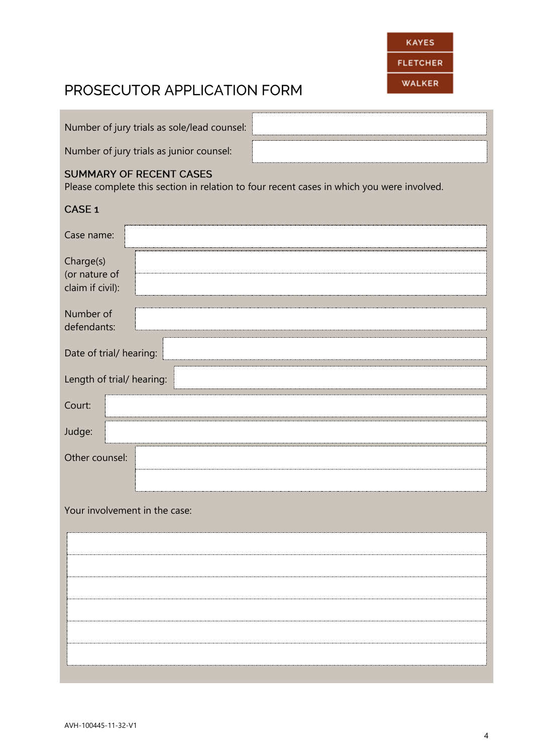# PROSECUTOR APPLICATION FORM

KAYES FLETCHER WALKER

| | |
|---|---|
| Number of jury trials as sole/lead counsel: | |
| Number of jury trials as junior counsel: | |

## SUMMARY OF RECENT CASES

Please complete this section in relation to four recent cases in which you were involved.

### CASE 1

| | |
|---|---|
| Case name: | |
| Charge(s) (or nature of claim if civil): | |
| Number of defendants: | |
| Date of trial/ hearing: | |
| Length of trial/ hearing: | |
| Court: | |
| Judge: | |
| Other counsel: | |

Your involvement in the case:

| |
|---|
| |
| |
| |
| |
| |
| |

AVH-100445-11-32-V1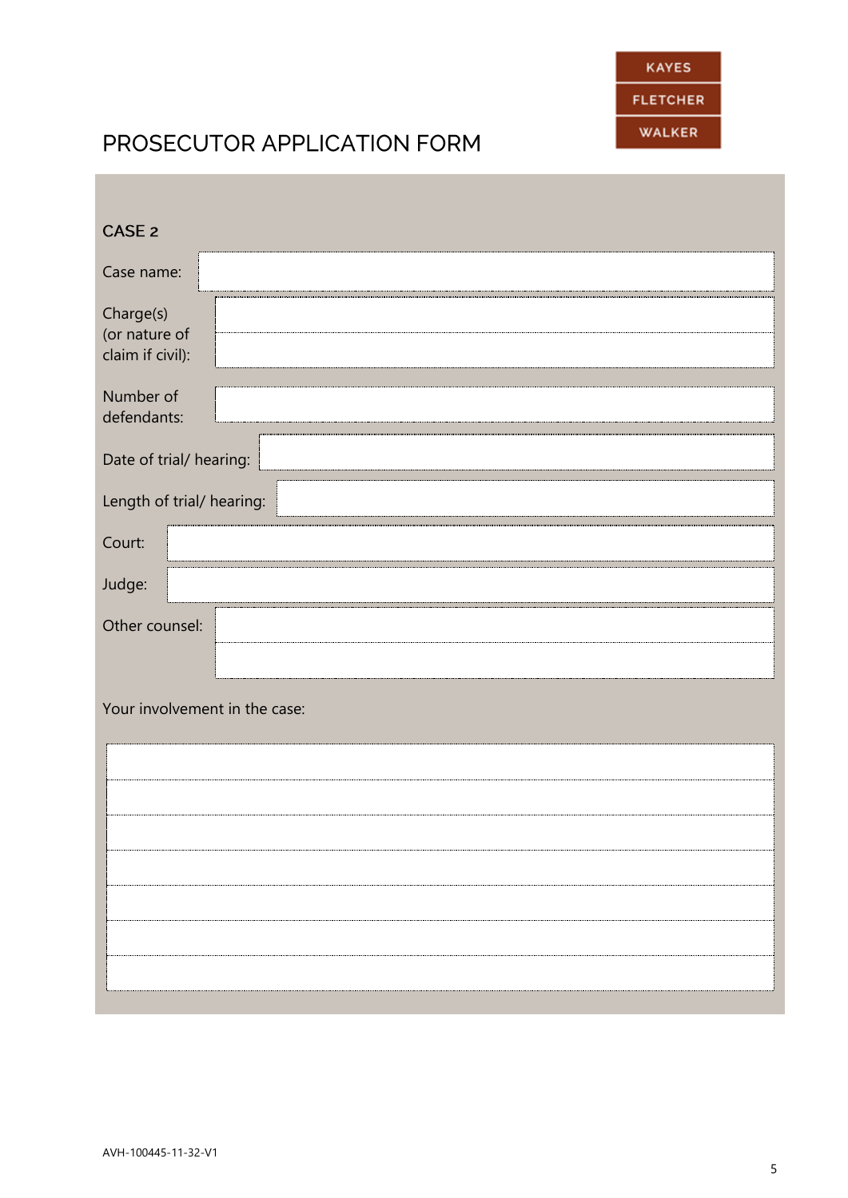KAYES
FLETCHER
WALKER

# PROSECUTOR APPLICATION FORM

## CASE 2

Case name:

Charge(s) (or nature of claim if civil):

Number of defendants:

Date of trial/ hearing:

Length of trial/ hearing:

Court:

Judge:

Other counsel:

Your involvement in the case:

AVH-100445-11-32-V1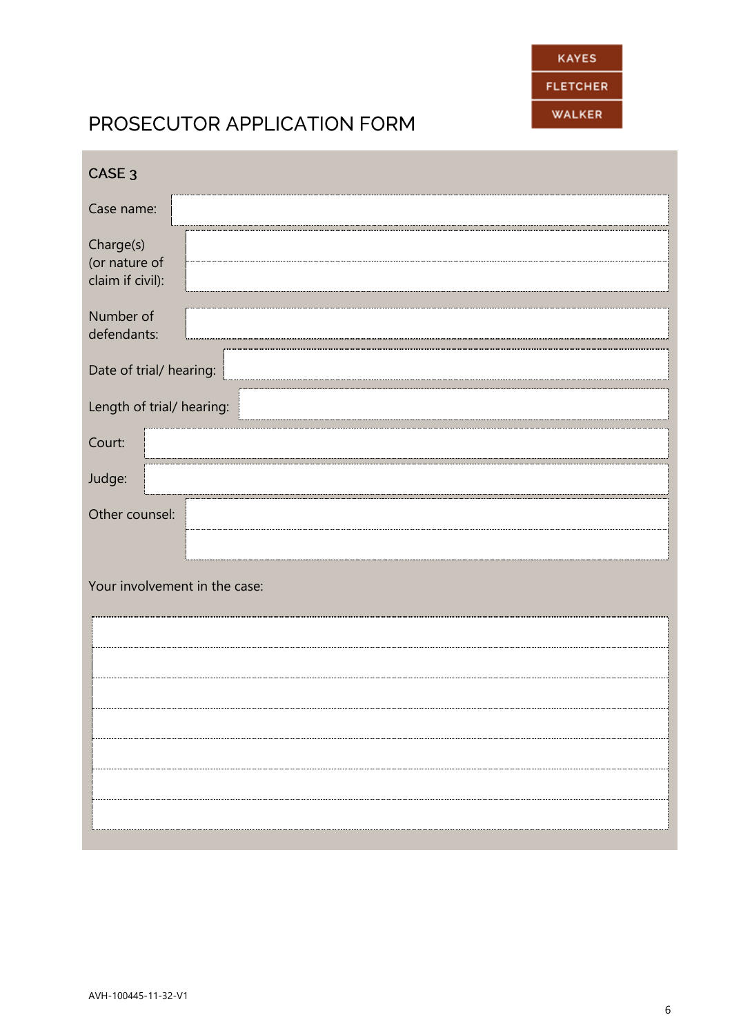KAYES
FLETCHER
WALKER

# PROSECUTOR APPLICATION FORM

## CASE 3

| | |
|---|---|
| Case name: | |
| Charge(s) (or nature of claim if civil): | |
| Number of defendants: | |
| Date of trial/ hearing: | |
| Length of trial/ hearing: | |
| Court: | |
| Judge: | |
| Other counsel: | |

Your involvement in the case:

AVH-100445-11-32-V1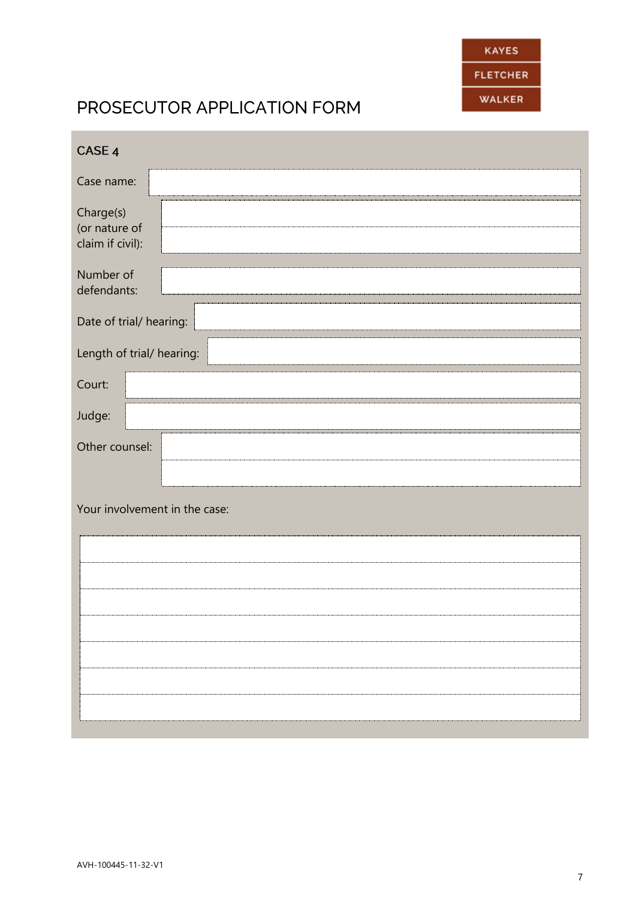KAYES

FLETCHER

WALKER

# PROSECUTOR APPLICATION FORM

## CASE 4

| | |
|---|---|
| Case name: | |
| Charge(s) (or nature of claim if civil): | |
| Number of defendants: | |
| Date of trial/ hearing: | |
| Length of trial/ hearing: | |
| Court: | |
| Judge: | |
| Other counsel: | |

Your involvement in the case:

AVH-100445-11-32-V1